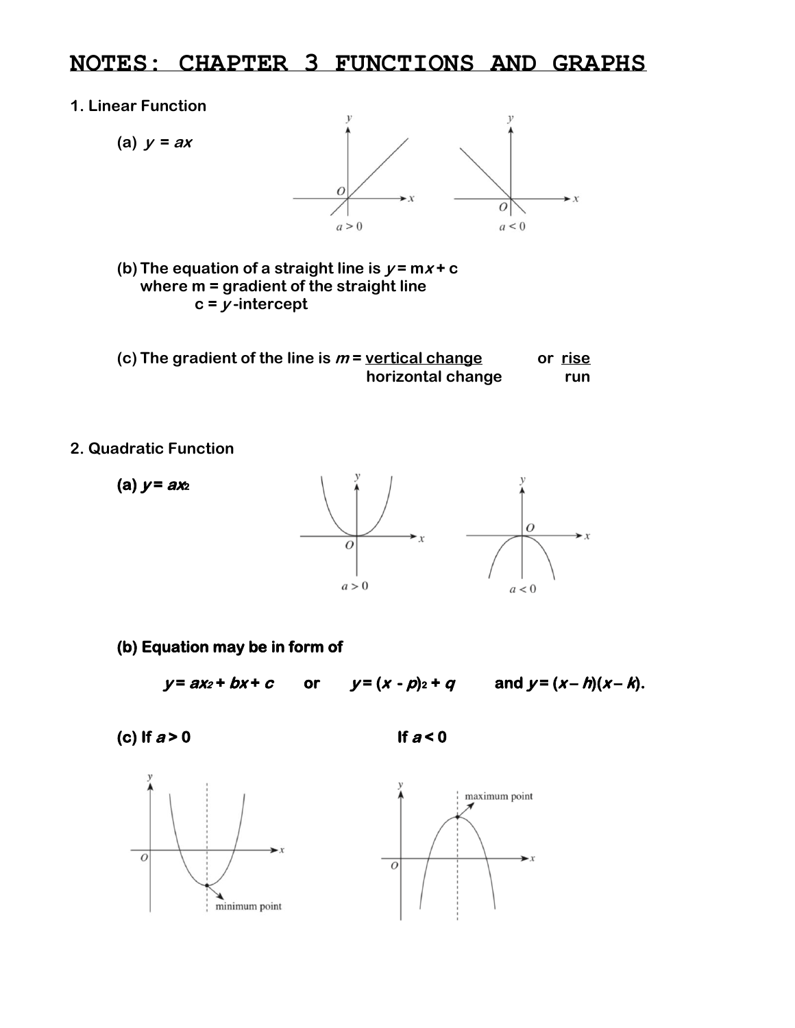# NOTES: CHAPTER 3 FUNCTIONS AND GRAPHS

**1. Linear Function**

**(a)** $y = ax$

$a > 0$ $a < 0$

**(b)** The equation of a straight line is $y = mx + c$
where m = gradient of the straight line
c = $y$-intercept

**(c)** The gradient of the line is $m = \dfrac{\text{vertical change}}{\text{horizontal change}}$ or $\dfrac{\text{rise}}{\text{run}}$

**2. Quadratic Function**

**(a)** $y = ax^2$

$a > 0$ $a < 0$

**(b) Equation may be in form of**

$y = ax^2 + bx + c$ or $y = (x - p)^2 + q$ and $y = (x - h)(x - k)$.

**(c) If $a > 0$** **If $a < 0$**

minimum point

maximum point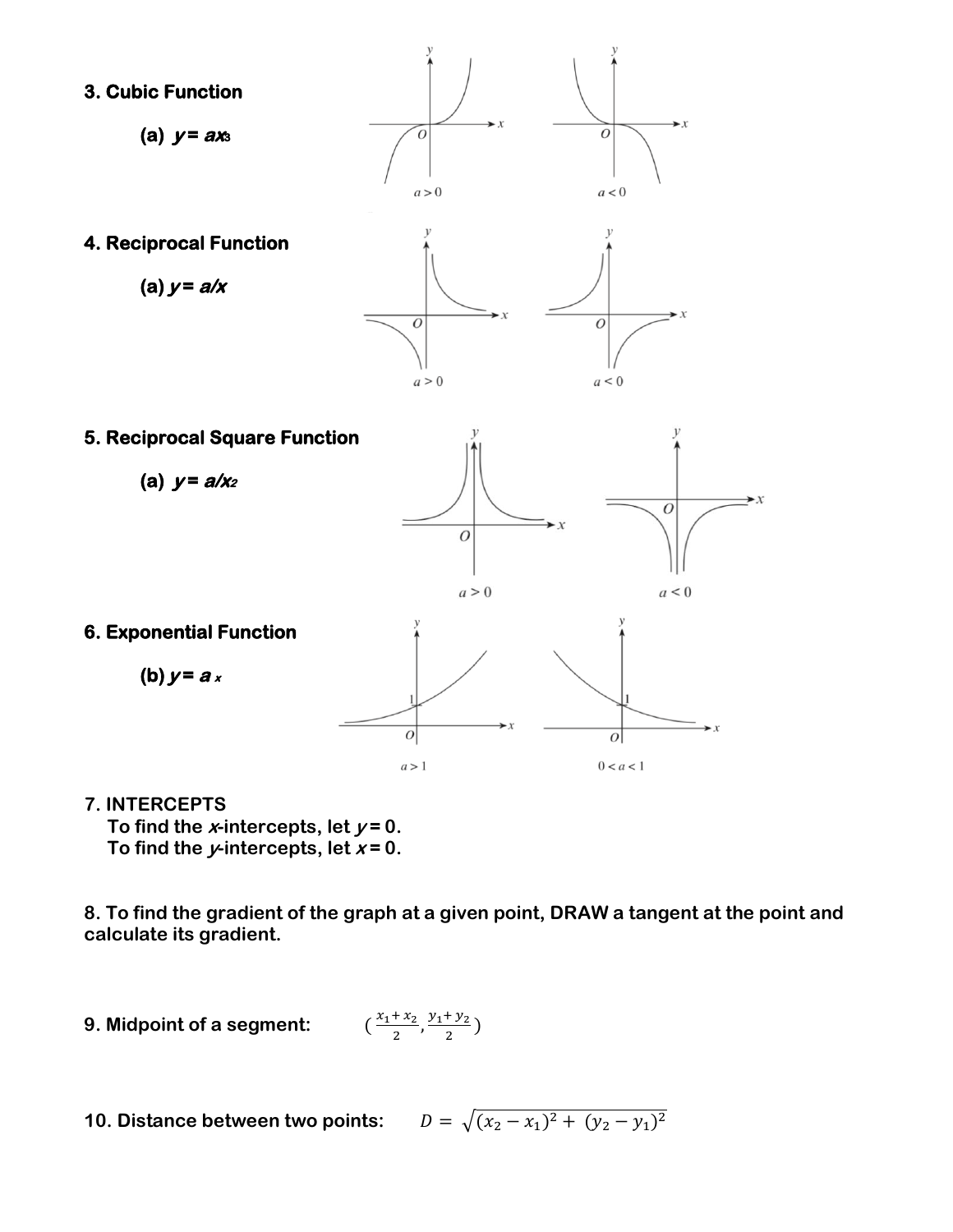**3. Cubic Function**

**(a)** $y = ax^3$

$a > 0$

$a < 0$

**4. Reciprocal Function**

**(a)** $y = a/x$

$a > 0$

$a < 0$

**5. Reciprocal Square Function**

**(a)** $y = a/x^2$

$a > 0$

$a < 0$

**6. Exponential Function**

**(b)** $y = a^x$

$a > 1$

$0 < a < 1$

**7. INTERCEPTS**
**To find the *x*-intercepts, let $y = 0$.**
**To find the *y*-intercepts, let $x = 0$.**

**8. To find the gradient of the graph at a given point, DRAW a tangent at the point and calculate its gradient.**

**9. Midpoint of a segment:** $\left(\frac{x_1 + x_2}{2}, \frac{y_1 + y_2}{2}\right)$

**10. Distance between two points:** $D = \sqrt{(x_2 - x_1)^2 + (y_2 - y_1)^2}$